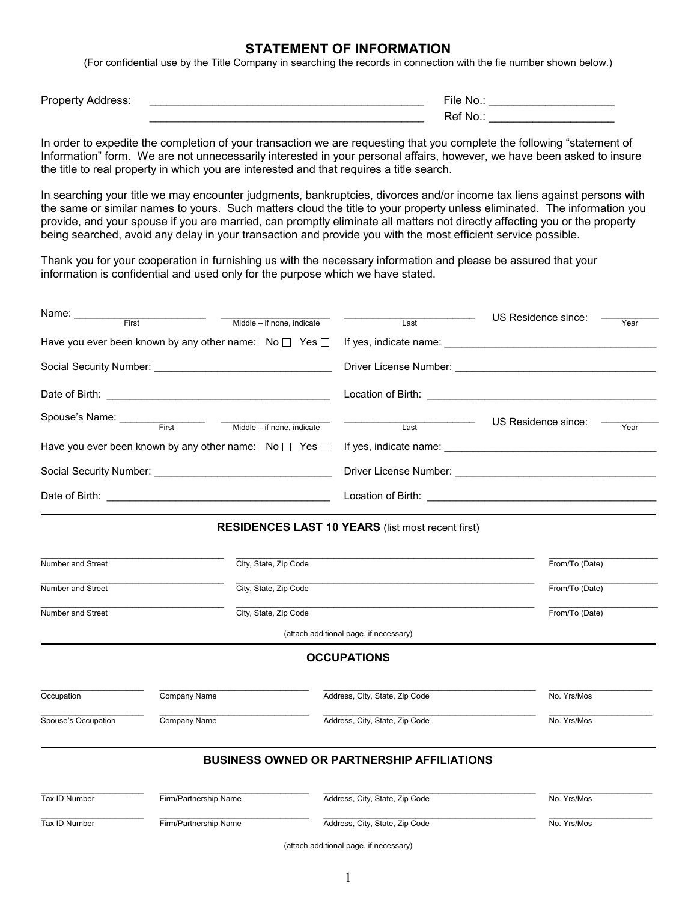# STATEMENT OF INFORMATION

(For confidential use by the Title Company in searching the records in connection with the fie number shown below.)

Property Address: ____________________________________________ File No.: ___________________

____________________________________________ Ref No.: ___________________

In order to expedite the completion of your transaction we are requesting that you complete the following "statement of Information" form. We are not unnecessarily interested in your personal affairs, however, we have been asked to insure the title to real property in which you are interested and that requires a title search.

In searching your title we may encounter judgments, bankruptcies, divorces and/or income tax liens against persons with the same or similar names to yours. Such matters cloud the title to your property unless eliminated. The information you provide, and your spouse if you are married, can promptly eliminate all matters not directly affecting you or the property being searched, avoid any delay in your transaction and provide you with the most efficient service possible.

Thank you for your cooperation in furnishing us with the necessary information and please be assured that your information is confidential and used only for the purpose which we have stated.

Name: ______________________ ______________________ ______________________ US Residence since: __________

First | Middle – if none, indicate | Last | Year

Have you ever been known by any other name: No ☐ Yes ☐ If yes, indicate name: ____________________________________

Social Security Number: ______________________________ Driver License Number: __________________________________

Date of Birth: ______________________________________ Location of Birth: ______________________________________

Spouse's Name: ______________ ______________________ ______________________ US Residence since: __________

First | Middle – if none, indicate | Last | Year

Have you ever been known by any other name: No ☐ Yes ☐ If yes, indicate name: ____________________________________

Social Security Number: ______________________________ Driver License Number: __________________________________

Date of Birth: ______________________________________ Location of Birth: ______________________________________

## RESIDENCES LAST 10 YEARS (list most recent first)

| Number and Street | City, State, Zip Code | From/To (Date) |
|---|---|---|
| | | |
| | | |
| | | |

(attach additional page, if necessary)

## OCCUPATIONS

| Occupation | Company Name | Address, City, State, Zip Code | No. Yrs/Mos |
|---|---|---|---|
| | | | |

| Spouse's Occupation | Company Name | Address, City, State, Zip Code | No. Yrs/Mos |
|---|---|---|---|
| | | | |

## BUSINESS OWNED OR PARTNERSHIP AFFILIATIONS

| Tax ID Number | Firm/Partnership Name | Address, City, State, Zip Code | No. Yrs/Mos |
|---|---|---|---|
| | | | |
| | | | |

(attach additional page, if necessary)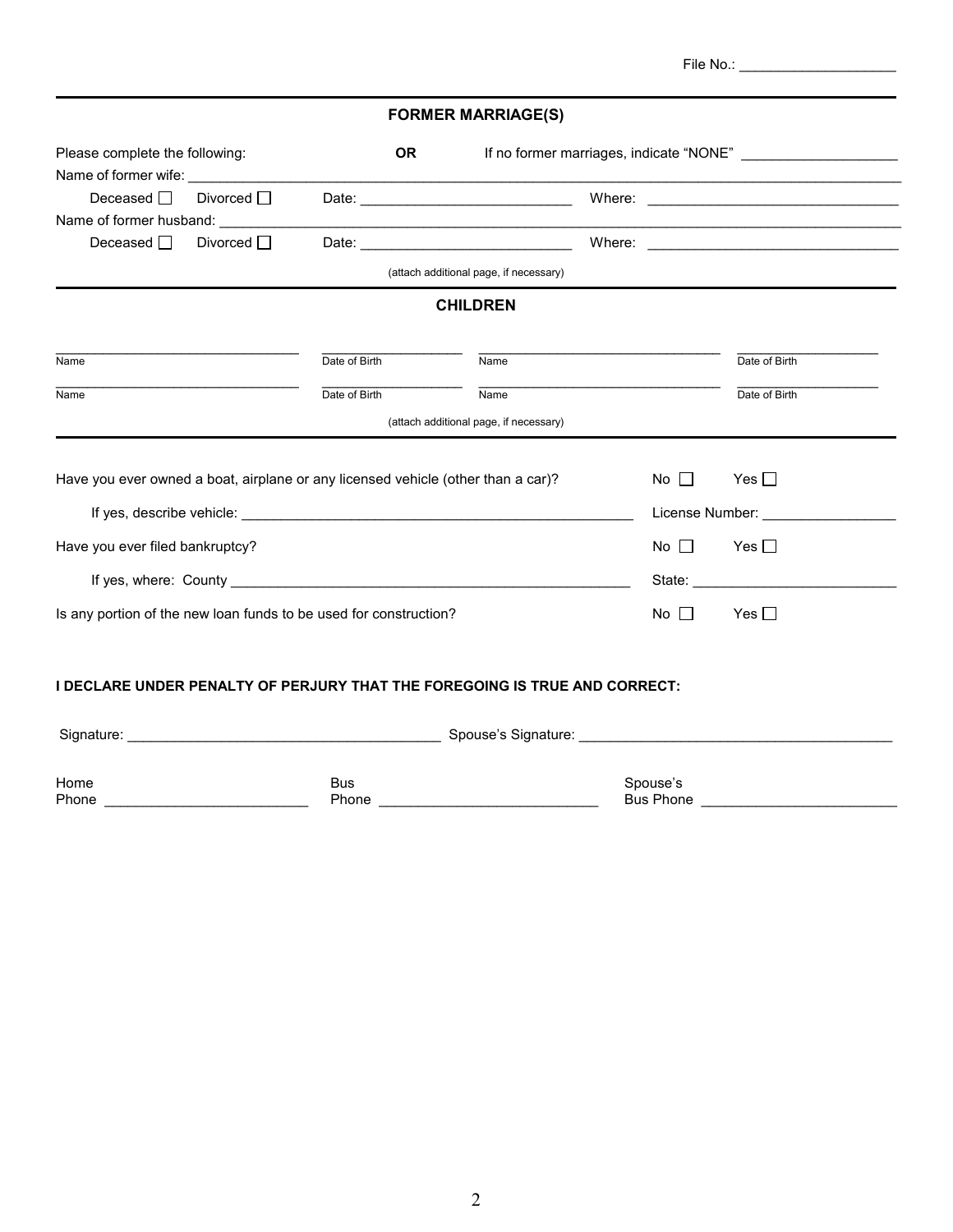File No.: ____________________

## FORMER MARRIAGE(S)

Please complete the following: **OR** If no former marriages, indicate "NONE" ____________________

Name of former wife: ______________________________________________________________

Deceased ☐ Divorced ☐ Date: ___________________________ Where: ________________________________

Name of former husband: ______________________________________________________________

Deceased ☐ Divorced ☐ Date: ___________________________ Where: ________________________________

(attach additional page, if necessary)

## CHILDREN

| | | | |
|---|---|---|---|
| Name | Date of Birth | Name | Date of Birth |
| Name | Date of Birth | Name | Date of Birth |

(attach additional page, if necessary)

Have you ever owned a boat, airplane or any licensed vehicle (other than a car)? No ☐ Yes ☐

If yes, describe vehicle: ___________________________________________ License Number: _________________

Have you ever filed bankruptcy? No ☐ Yes ☐

If yes, where: County ___________________________________________ State: __________________________

Is any portion of the new loan funds to be used for construction? No ☐ Yes ☐

**I DECLARE UNDER PENALTY OF PERJURY THAT THE FOREGOING IS TRUE AND CORRECT:**

Signature: ________________________________________ Spouse's Signature: ________________________________________

Home Phone _________________________ Bus Phone ____________________________ Spouse's Bus Phone _________________________